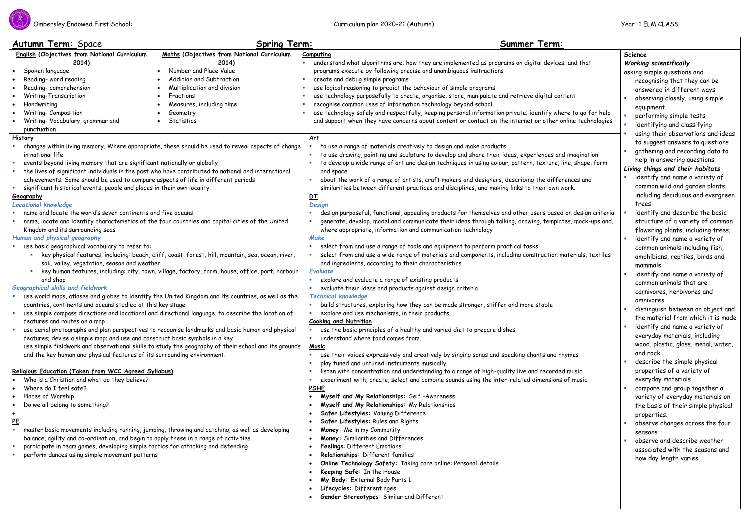Ombersley Endowed First School: Curriculum plan 2020-21 (Autumn) Year 1 ELM CLASS

**Autumn Term:** Space | **Spring Term:** | **Summer Term:**

**English (Objectives from National Curriculum 2014)**

- Spoken language
- Reading- word reading
- Reading- comprehension
- Writing-Transcription
- Handwriting
- Writing- Composition
- Writing- Vocabulary, grammar and punctuation

**Maths (Objectives from National Curriculum 2014)**

- Number and Place Value
- Addition and Subtraction
- Multiplication and division
- Fractions
- Measures, including time
- Geometry
- Statistics

**Computing**

- understand what algorithms are; how they are implemented as programs on digital devices; and that programs execute by following precise and unambiguous instructions
- create and debug simple programs
- use logical reasoning to predict the behaviour of simple programs
- use technology purposefully to create, organise, store, manipulate and retrieve digital content
- recognise common uses of information technology beyond school
- use technology safely and respectfully, keeping personal information private; identify where to go for help and support when they have concerns about content or contact on the internet or other online technologies

**History**

- changes within living memory. Where appropriate, these should be used to reveal aspects of change in national life
- events beyond living memory that are significant nationally or globally
- the lives of significant individuals in the past who have contributed to national and international achievements. Some should be used to compare aspects of life in different periods
- significant historical events, people and places in their own locality.

**Geography**

*Locational knowledge*

- name and locate the world's seven continents and five oceans
- name, locate and identify characteristics of the four countries and capital cities of the United Kingdom and its surrounding seas

*Human and physical geography*

- use basic geographical vocabulary to refer to:
  - key physical features, including: beach, cliff, coast, forest, hill, mountain, sea, ocean, river, soil, valley, vegetation, season and weather
  - key human features, including: city, town, village, factory, farm, house, office, port, harbour and shop

*Geographical skills and fieldwork*

- use world maps, atlases and globes to identify the United Kingdom and its countries, as well as the countries, continents and oceans studied at this key stage
- use simple compass directions and locational and directional language, to describe the location of features and routes on a map
- use aerial photographs and plan perspectives to recognise landmarks and basic human and physical features; devise a simple map; and use and construct basic symbols in a key
  use simple fieldwork and observational skills to study the geography of their school and its grounds and the key human and physical features of its surrounding environment.

**Religious Education (Taken from WCC Agreed Syllabus)**

- Who is a Christian and what do they believe?
- Where do I feel safe?
- Places of Worship
- Do we all belong to something?

**PE**

- master basic movements including running, jumping, throwing and catching, as well as developing balance, agility and co-ordination, and begin to apply these in a range of activities
- participate in team games, developing simple tactics for attacking and defending
- perform dances using simple movement patterns

**Art**

- to use a range of materials creatively to design and make products
- to use drawing, painting and sculpture to develop and share their ideas, experiences and imagination
- to develop a wide range of art and design techniques in using colour, pattern, texture, line, shape, form and space
- about the work of a range of artists, craft makers and designers, describing the differences and similarities between different practices and disciplines, and making links to their own work.

**DT**

*Design*

- design purposeful, functional, appealing products for themselves and other users based on design criteria
- generate, develop, model and communicate their ideas through talking, drawing, templates, mock-ups and, where appropriate, information and communication technology

*Make*

- select from and use a range of tools and equipment to perform practical tasks
- select from and use a wide range of materials and components, including construction materials, textiles and ingredients, according to their characteristics

*Evaluate*

- explore and evaluate a range of existing products
- evaluate their ideas and products against design criteria

*Technical knowledge*

- build structures, exploring how they can be made stronger, stiffer and more stable
- explore and use mechanisms, in their products.

**Cooking and Nutrition**

- use the basic principles of a healthy and varied diet to prepare dishes
- understand where food comes from.

**Music**

- use their voices expressively and creatively by singing songs and speaking chants and rhymes
- play tuned and untuned instruments musically
- listen with concentration and understanding to a range of high-quality live and recorded music
- experiment with, create, select and combine sounds using the inter-related dimensions of music.

**PSHE**

- **Myself and My Relationships:** Self -Awareness
- **Myself and My Relationships:** My Relationships
- **Safer Lifestyles:** Valuing Difference
- **Safer Lifestyles:** Rules and Rights
- **Money:** Me in my Community
- **Money:** Similarities and Differences
- **Feelings**: Different Emotions
- **Relationships:** Different families
- **Online Technology Safety:** Taking care online: Personal details
- **Keeping Safe:** In the House
- **My Body:** External Body Parts 1
- **Lifecycles:** Different ages
- **Gender Stereotypes:** Similar and Different

**Science**

*Working scientifically*

asking simple questions and recognising that they can be answered in different ways

- observing closely, using simple equipment
- performing simple tests
- identifying and classifying
- using their observations and ideas to suggest answers to questions
- gathering and recording data to help in answering questions.

*Living things and their habitats*

- identify and name a variety of common wild and garden plants, including deciduous and evergreen trees
- identify and describe the basic structure of a variety of common flowering plants, including trees.
- identify and name a variety of common animals including fish, amphibians, reptiles, birds and mammals
- identify and name a variety of common animals that are carnivores, herbivores and omnivores
- distinguish between an object and the material from which it is made
- identify and name a variety of everyday materials, including wood, plastic, glass, metal, water, and rock
- describe the simple physical properties of a variety of everyday materials
- compare and group together a variety of everyday materials on the basis of their simple physical properties.
- observe changes across the four seasons
- observe and describe weather associated with the seasons and how day length varies.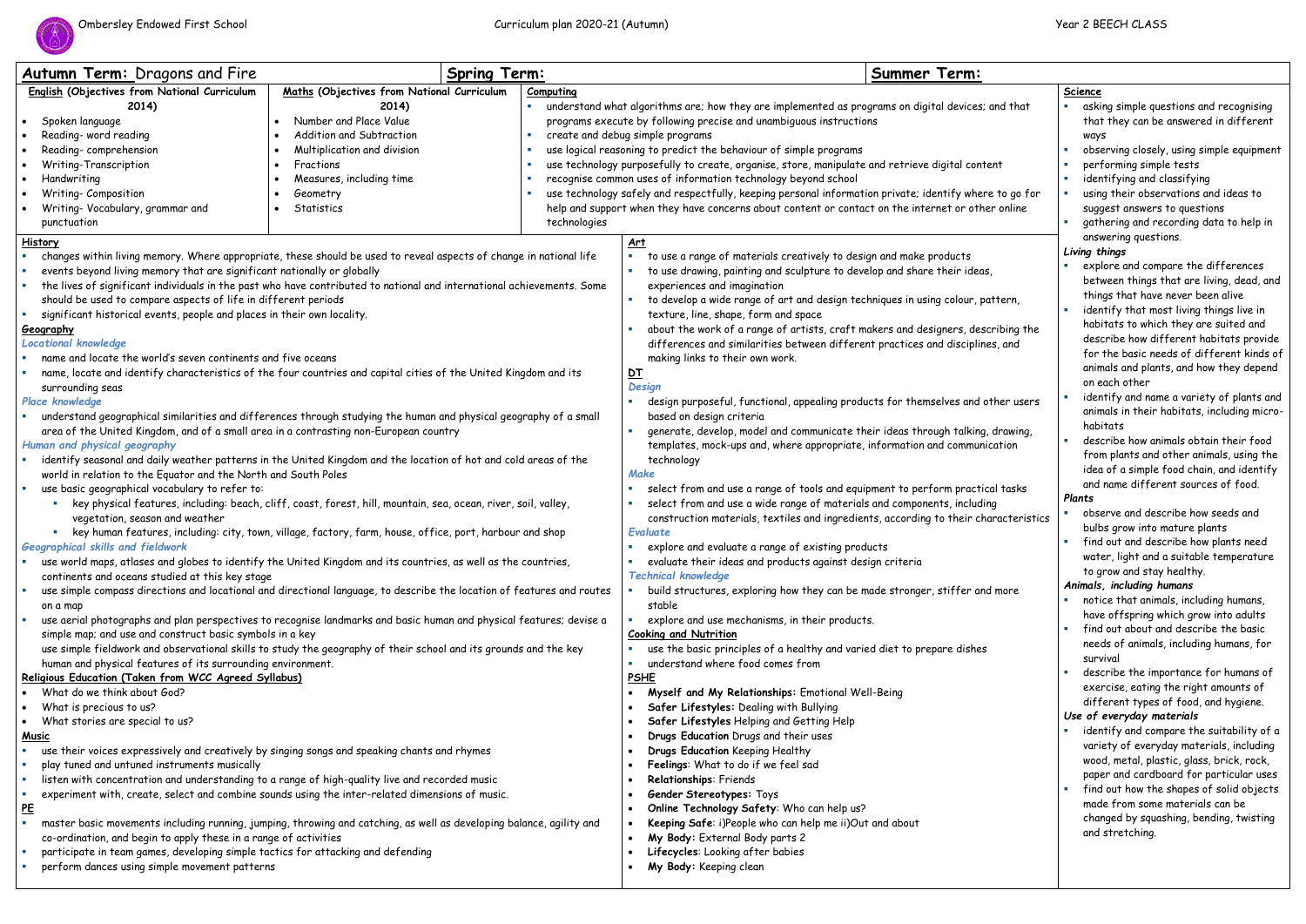Ombersley Endowed First School — Curriculum plan 2020-21 (Autumn) — Year 2 BEECH CLASS

| **Autumn Term:** Dragons and Fire | **Spring Term:** | **Summer Term:** |
|---|---|---|

## English (Objectives from National Curriculum 2014)

- Spoken language
- Reading- word reading
- Reading- comprehension
- Writing-Transcription
- Handwriting
- Writing- Composition
- Writing- Vocabulary, grammar and punctuation

## Maths (Objectives from National Curriculum 2014)

- Number and Place Value
- Addition and Subtraction
- Multiplication and division
- Fractions
- Measures, including time
- Geometry
- Statistics

## Computing

- understand what algorithms are; how they are implemented as programs on digital devices; and that programs execute by following precise and unambiguous instructions
- create and debug simple programs
- use logical reasoning to predict the behaviour of simple programs
- use technology purposefully to create, organise, store, manipulate and retrieve digital content
- recognise common uses of information technology beyond school
- use technology safely and respectfully, keeping personal information private; identify where to go for help and support when they have concerns about content or contact on the internet or other online technologies

## History

- changes within living memory. Where appropriate, these should be used to reveal aspects of change in national life
- events beyond living memory that are significant nationally or globally
- the lives of significant individuals in the past who have contributed to national and international achievements. Some should be used to compare aspects of life in different periods
- significant historical events, people and places in their own locality.

## Geography

*Locational knowledge*

- name and locate the world's seven continents and five oceans
- name, locate and identify characteristics of the four countries and capital cities of the United Kingdom and its surrounding seas

*Place knowledge*

- understand geographical similarities and differences through studying the human and physical geography of a small area of the United Kingdom, and of a small area in a contrasting non-European country

*Human and physical geography*

- identify seasonal and daily weather patterns in the United Kingdom and the location of hot and cold areas of the world in relation to the Equator and the North and South Poles
- use basic geographical vocabulary to refer to:
  - key physical features, including: beach, cliff, coast, forest, hill, mountain, sea, ocean, river, soil, valley, vegetation, season and weather
  - key human features, including: city, town, village, factory, farm, house, office, port, harbour and shop

*Geographical skills and fieldwork*

- use world maps, atlases and globes to identify the United Kingdom and its countries, as well as the countries, continents and oceans studied at this key stage
- use simple compass directions and locational and directional language, to describe the location of features and routes on a map
- use aerial photographs and plan perspectives to recognise landmarks and basic human and physical features; devise a simple map; and use and construct basic symbols in a key

  use simple fieldwork and observational skills to study the geography of their school and its grounds and the key human and physical features of its surrounding environment.

## Religious Education (Taken from WCC Agreed Syllabus)

- What do we think about God?
- What is precious to us?
- What stories are special to us?

## Music

- use their voices expressively and creatively by singing songs and speaking chants and rhymes
- play tuned and untuned instruments musically
- listen with concentration and understanding to a range of high-quality live and recorded music
- experiment with, create, select and combine sounds using the inter-related dimensions of music.

## PE

- master basic movements including running, jumping, throwing and catching, as well as developing balance, agility and co-ordination, and begin to apply these in a range of activities
- participate in team games, developing simple tactics for attacking and defending
- perform dances using simple movement patterns

## Art

- to use a range of materials creatively to design and make products
- to use drawing, painting and sculpture to develop and share their ideas, experiences and imagination
- to develop a wide range of art and design techniques in using colour, pattern, texture, line, shape, form and space
- about the work of a range of artists, craft makers and designers, describing the differences and similarities between different practices and disciplines, and making links to their own work.

## DT

*Design*

- design purposeful, functional, appealing products for themselves and other users based on design criteria
- generate, develop, model and communicate their ideas through talking, drawing, templates, mock-ups and, where appropriate, information and communication technology

*Make*

- select from and use a range of tools and equipment to perform practical tasks
- select from and use a wide range of materials and components, including construction materials, textiles and ingredients, according to their characteristics

*Evaluate*

- explore and evaluate a range of existing products
- evaluate their ideas and products against design criteria

*Technical knowledge*

- build structures, exploring how they can be made stronger, stiffer and more stable
- explore and use mechanisms, in their products.

## Cooking and Nutrition

- use the basic principles of a healthy and varied diet to prepare dishes
- understand where food comes from

## PSHE

- **Myself and My Relationships:** Emotional Well-Being
- **Safer Lifestyles:** Dealing with Bullying
- **Safer Lifestyles** Helping and Getting Help
- **Drugs Education** Drugs and their uses
- **Drugs Education** Keeping Healthy
- **Feelings**: What to do if we feel sad
- **Relationships**: Friends
- **Gender Stereotypes:** Toys
- **Online Technology Safety**: Who can help us?
- **Keeping Safe**: i)People who can help me ii)Out and about
- **My Body:** External Body parts 2
- **Lifecycles**: Looking after babies
- **My Body:** Keeping clean

## Science

- asking simple questions and recognising that they can be answered in different ways
- observing closely, using simple equipment
- performing simple tests
- identifying and classifying
- using their observations and ideas to suggest answers to questions
- gathering and recording data to help in answering questions.

***Living things***

- explore and compare the differences between things that are living, dead, and things that have never been alive
- identify that most living things live in habitats to which they are suited and describe how different habitats provide for the basic needs of different kinds of animals and plants, and how they depend on each other
- identify and name a variety of plants and animals in their habitats, including micro-habitats
- describe how animals obtain their food from plants and other animals, using the idea of a simple food chain, and identify and name different sources of food.

***Plants***

- observe and describe how seeds and bulbs grow into mature plants
- find out and describe how plants need water, light and a suitable temperature to grow and stay healthy.

***Animals, including humans***

- notice that animals, including humans, have offspring which grow into adults
- find out about and describe the basic needs of animals, including humans, for survival
- describe the importance for humans of exercise, eating the right amounts of different types of food, and hygiene.

***Use of everyday materials***

- identify and compare the suitability of a variety of everyday materials, including wood, metal, plastic, glass, brick, rock, paper and cardboard for particular uses
- find out how the shapes of solid objects made from some materials can be changed by squashing, bending, twisting and stretching.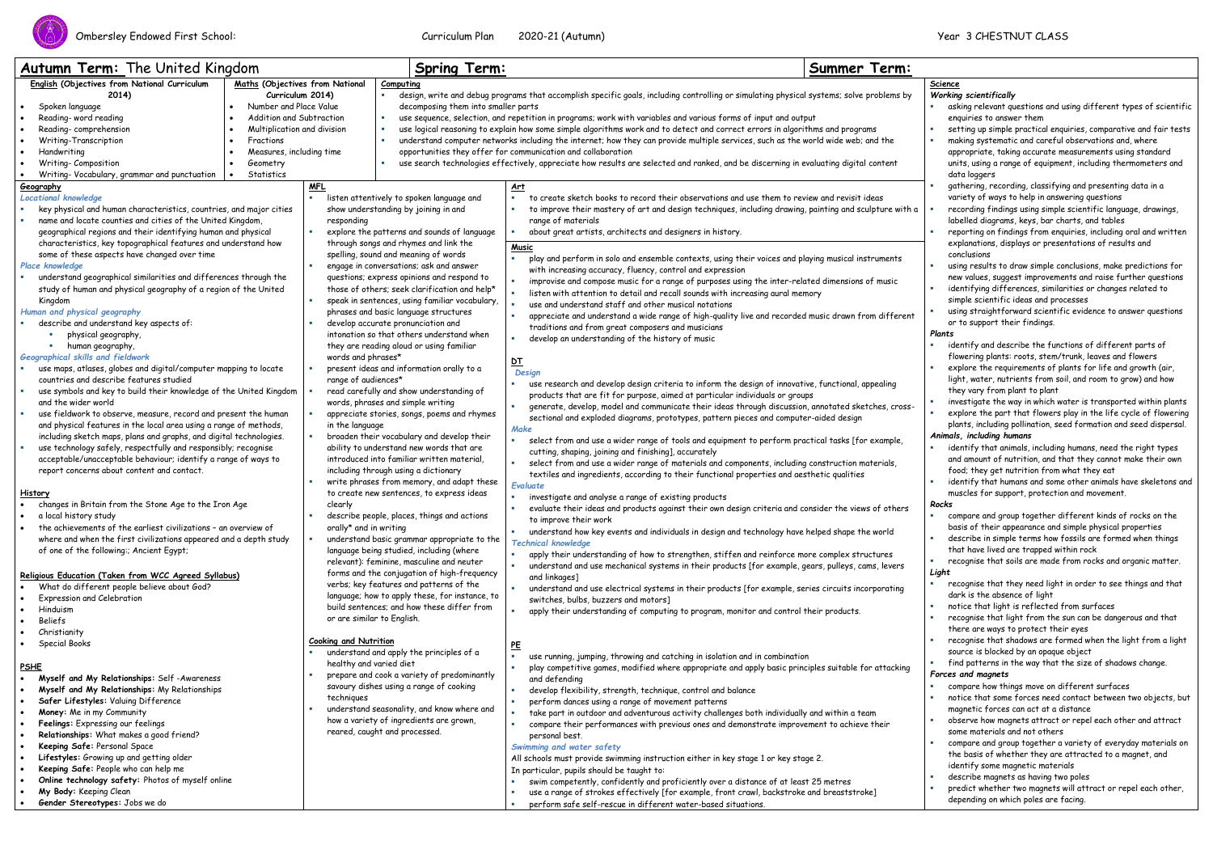Ombersley Endowed First School: Curriculum Plan 2020-21 (Autumn) Year 3 CHESTNUT CLASS

# Autumn Term: The United Kingdom

# Spring Term:

# Summer Term:

## English (Objectives from National Curriculum 2014)

- Spoken language
- Reading- word reading
- Reading- comprehension
- Writing-Transcription
- Handwriting
- Writing- Composition
- Writing- Vocabulary, grammar and punctuation

## Maths (Objectives from National Curriculum 2014)

- Number and Place Value
- Addition and Subtraction
- Multiplication and division
- Fractions
- Measures, including time
- Geometry
- Statistics

## Computing

- design, write and debug programs that accomplish specific goals, including controlling or simulating physical systems; solve problems by decomposing them into smaller parts
- use sequence, selection, and repetition in programs; work with variables and various forms of input and output
- use logical reasoning to explain how some simple algorithms work and to detect and correct errors in algorithms and programs
- understand computer networks including the internet; how they can provide multiple services, such as the world wide web; and the opportunities they offer for communication and collaboration
- use search technologies effectively, appreciate how results are selected and ranked, and be discerning in evaluating digital content

## Geography

*Locational knowledge*

- key physical and human characteristics, countries, and major cities
- name and locate counties and cities of the United Kingdom, geographical regions and their identifying human and physical characteristics, key topographical features and understand how some of these aspects have changed over time

*Place knowledge*

- understand geographical similarities and differences through the study of human and physical geography of a region of the United Kingdom

*Human and physical geography*

- describe and understand key aspects of:
  - physical geography,
  - human geography,

*Geographical skills and fieldwork*

- use maps, atlases, globes and digital/computer mapping to locate countries and describe features studied
- use symbols and key to build their knowledge of the United Kingdom and the wider world
- use fieldwork to observe, measure, record and present the human and physical features in the local area using a range of methods, including sketch maps, plans and graphs, and digital technologies.
- use technology safely, respectfully and responsibly; recognise acceptable/unacceptable behaviour; identify a range of ways to report concerns about content and contact.

## History

- changes in Britain from the Stone Age to the Iron Age
- a local history study
- the achievements of the earliest civilizations – an overview of where and when the first civilizations appeared and a depth study of one of the following:; Ancient Egypt;

## Religious Education (Taken from WCC Agreed Syllabus)

- What do different people believe about God?
- Expression and Celebration
- Hinduism
- Beliefs
- Christianity
- Special Books

## PSHE

- **Myself and My Relationships:** Self -Awareness
- **Myself and My Relationships:** My Relationships
- **Safer Lifestyles:** Valuing Difference
- **Money:** Me in my Community
- **Feelings:** Expressing our feelings
- **Relationships:** What makes a good friend?
- **Keeping Safe:** Personal Space
- **Lifestyles:** Growing up and getting older
- **Keeping Safe:** People who can help me
- **Online technology safety:** Photos of myself online
- **My Body:** Keeping Clean
- **Gender Stereotypes:** Jobs we do

## MFL

- listen attentively to spoken language and show understanding by joining in and responding
- explore the patterns and sounds of language through songs and rhymes and link the spelling, sound and meaning of words
- engage in conversations; ask and answer questions; express opinions and respond to those of others; seek clarification and help*
- speak in sentences, using familiar vocabulary, phrases and basic language structures
- develop accurate pronunciation and intonation so that others understand when they are reading aloud or using familiar words and phrases*
- present ideas and information orally to a range of audiences*
- read carefully and show understanding of words, phrases and simple writing
- appreciate stories, songs, poems and rhymes in the language
- broaden their vocabulary and develop their ability to understand new words that are introduced into familiar written material, including through using a dictionary
- write phrases from memory, and adapt these to create new sentences, to express ideas clearly
- describe people, places, things and actions orally* and in writing
- understand basic grammar appropriate to the language being studied, including (where relevant): feminine, masculine and neuter forms and the conjugation of high-frequency verbs; key features and patterns of the language; how to apply these, for instance, to build sentences; and how these differ from or are similar to English.

## Cooking and Nutrition

- understand and apply the principles of a healthy and varied diet
- prepare and cook a variety of predominantly savoury dishes using a range of cooking techniques
- understand seasonality, and know where and how a variety of ingredients are grown, reared, caught and processed.

## Art

- to create sketch books to record their observations and use them to review and revisit ideas
- to improve their mastery of art and design techniques, including drawing, painting and sculpture with a range of materials
- about great artists, architects and designers in history.

## Music

- play and perform in solo and ensemble contexts, using their voices and playing musical instruments with increasing accuracy, fluency, control and expression
- improvise and compose music for a range of purposes using the inter-related dimensions of music
- listen with attention to detail and recall sounds with increasing aural memory
- use and understand staff and other musical notations
- appreciate and understand a wide range of high-quality live and recorded music drawn from different traditions and from great composers and musicians
- develop an understanding of the history of music

## DT

*Design*

- use research and develop design criteria to inform the design of innovative, functional, appealing products that are fit for purpose, aimed at particular individuals or groups
- generate, develop, model and communicate their ideas through discussion, annotated sketches, cross-sectional and exploded diagrams, prototypes, pattern pieces and computer-aided design

*Make*

- select from and use a wider range of tools and equipment to perform practical tasks [for example, cutting, shaping, joining and finishing], accurately
- select from and use a wider range of materials and components, including construction materials, textiles and ingredients, according to their functional properties and aesthetic qualities

*Evaluate*

- investigate and analyse a range of existing products
- evaluate their ideas and products against their own design criteria and consider the views of others to improve their work
- understand how key events and individuals in design and technology have helped shape the world

*Technical knowledge*

- apply their understanding of how to strengthen, stiffen and reinforce more complex structures
- understand and use mechanical systems in their products [for example, gears, pulleys, cams, levers and linkages]
- understand and use electrical systems in their products [for example, series circuits incorporating switches, bulbs, buzzers and motors]
- apply their understanding of computing to program, monitor and control their products.

## PE

- use running, jumping, throwing and catching in isolation and in combination
- play competitive games, modified where appropriate and apply basic principles suitable for attacking and defending
- develop flexibility, strength, technique, control and balance
- perform dances using a range of movement patterns
- take part in outdoor and adventurous activity challenges both individually and within a team
- compare their performances with previous ones and demonstrate improvement to achieve their personal best.

*Swimming and water safety*

All schools must provide swimming instruction either in key stage 1 or key stage 2.

In particular, pupils should be taught to:

- swim competently, confidently and proficiently over a distance of at least 25 metres
- use a range of strokes effectively [for example, front crawl, backstroke and breaststroke]
- perform safe self-rescue in different water-based situations.

## Science

*Working scientifically*

- asking relevant questions and using different types of scientific enquiries to answer them
- setting up simple practical enquiries, comparative and fair tests
- making systematic and careful observations and, where appropriate, taking accurate measurements using standard units, using a range of equipment, including thermometers and data loggers
- gathering, recording, classifying and presenting data in a variety of ways to help in answering questions
- recording findings using simple scientific language, drawings, labelled diagrams, keys, bar charts, and tables
- reporting on findings from enquiries, including oral and written explanations, displays or presentations of results and conclusions
- using results to draw simple conclusions, make predictions for new values, suggest improvements and raise further questions
- identifying differences, similarities or changes related to simple scientific ideas and processes
- using straightforward scientific evidence to answer questions or to support their findings.

*Plants*

- identify and describe the functions of different parts of flowering plants: roots, stem/trunk, leaves and flowers
- explore the requirements of plants for life and growth (air, light, water, nutrients from soil, and room to grow) and how they vary from plant to plant
- investigate the way in which water is transported within plants
- explore the part that flowers play in the life cycle of flowering plants, including pollination, seed formation and seed dispersal.

*Animals, including humans*

- identify that animals, including humans, need the right types and amount of nutrition, and that they cannot make their own food; they get nutrition from what they eat
- identify that humans and some other animals have skeletons and muscles for support, protection and movement.

*Rocks*

- compare and group together different kinds of rocks on the basis of their appearance and simple physical properties
- describe in simple terms how fossils are formed when things that have lived are trapped within rock
- recognise that soils are made from rocks and organic matter.

*Light*

- recognise that they need light in order to see things and that dark is the absence of light
- notice that light is reflected from surfaces
- recognise that light from the sun can be dangerous and that there are ways to protect their eyes
- recognise that shadows are formed when the light from a light source is blocked by an opaque object
- find patterns in the way that the size of shadows change.

*Forces and magnets*

- compare how things move on different surfaces
- notice that some forces need contact between two objects, but magnetic forces can act at a distance
- observe how magnets attract or repel each other and attract some materials and not others
- compare and group together a variety of everyday materials on the basis of whether they are attracted to a magnet, and identify some magnetic materials
- describe magnets as having two poles
- predict whether two magnets will attract or repel each other, depending on which poles are facing.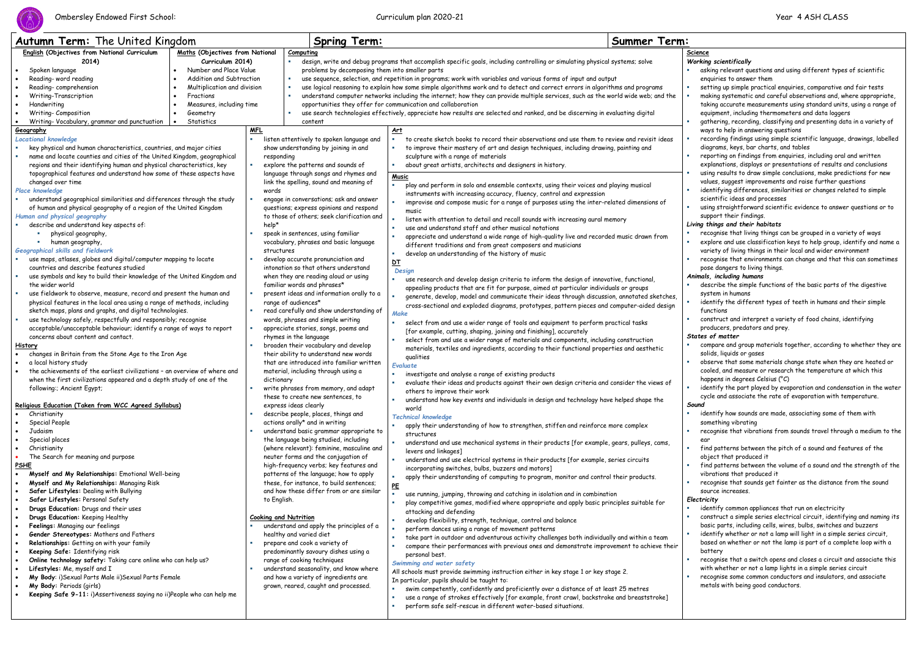Ombersley Endowed First School: Curriculum plan 2020-21 Year 4 ASH CLASS

## Autumn Term: The United Kingdom

## Spring Term:

## Summer Term:

**English (Objectives from National Curriculum 2014)**

- Spoken language
- Reading- word reading
- Reading- comprehension
- Writing-Transcription
- Handwriting
- Writing- Composition
- Writing- Vocabulary, grammar and punctuation

**Maths (Objectives from National Curriculum 2014)**

- Number and Place Value
- Addition and Subtraction
- Multiplication and division
- Fractions
- Measures, including time
- Geometry
- Statistics

**Computing**

- design, write and debug programs that accomplish specific goals, including controlling or simulating physical systems; solve problems by decomposing them into smaller parts
- use sequence, selection, and repetition in programs; work with variables and various forms of input and output
- use logical reasoning to explain how some simple algorithms work and to detect and correct errors in algorithms and programs
- understand computer networks including the internet; how they can provide multiple services, such as the world wide web; and the opportunities they offer for communication and collaboration
- use search technologies effectively, appreciate how results are selected and ranked, and be discerning in evaluating digital content

**Geography**

*Locational knowledge*

- key physical and human characteristics, countries, and major cities
- name and locate counties and cities of the United Kingdom, geographical regions and their identifying human and physical characteristics, key topographical features and understand how some of these aspects have changed over time

*Place knowledge*

- understand geographical similarities and differences through the study of human and physical geography of a region of the United Kingdom

*Human and physical geography*

- describe and understand key aspects of:
  - physical geography,
  - human geography,

*Geographical skills and fieldwork*

- use maps, atlases, globes and digital/computer mapping to locate countries and describe features studied
- use symbols and key to build their knowledge of the United Kingdom and the wider world
- use fieldwork to observe, measure, record and present the human and physical features in the local area using a range of methods, including sketch maps, plans and graphs, and digital technologies.
- use technology safely, respectfully and responsibly; recognise acceptable/unacceptable behaviour; identify a range of ways to report concerns about content and contact.

**History**

- changes in Britain from the Stone Age to the Iron Age
- a local history study
- the achievements of the earliest civilizations – an overview of where and when the first civilizations appeared and a depth study of one of the following:; Ancient Egypt;

**Religious Education (Taken from WCC Agreed Syllabus)**

- Christianity
- Special People
- Judaism
- Special places
- Christianity
- The Search for meaning and purpose

**PSHE**

- **Myself and My Relationships:** Emotional Well-being
- **Myself and My Relationships:** Managing Risk
- **Safer Lifestyles:** Dealing with Bullying
- **Safer Lifestyles:** Personal Safety
- **Drugs Education:** Drugs and their uses
- **Drugs Education:** Keeping Healthy
- **Feelings:** Managing our feelings
- **Gender Stereotypes:** Mothers and Fathers
- **Relationships:** Getting on with your family
- **Keeping Safe:** Identifying risk
- **Online technology safety:** Taking care online who can help us?
- **Lifestyles:** Me, myself and I
- **My Body**: i)Sexual Parts Male ii)Sexual Parts Female
- **My Body:** Periods (girls)
- **Keeping Safe 9-11:** i)Assertiveness saying no ii)People who can help me

**MFL**

- listen attentively to spoken language and show understanding by joining in and responding
- explore the patterns and sounds of language through songs and rhymes and link the spelling, sound and meaning of words
- engage in conversations; ask and answer questions; express opinions and respond to those of others; seek clarification and help*
- speak in sentences, using familiar vocabulary, phrases and basic language structures
- develop accurate pronunciation and intonation so that others understand when they are reading aloud or using familiar words and phrases*
- present ideas and information orally to a range of audiences*
- read carefully and show understanding of words, phrases and simple writing
- appreciate stories, songs, poems and rhymes in the language
- broaden their vocabulary and develop their ability to understand new words that are introduced into familiar written material, including through using a dictionary
- write phrases from memory, and adapt these to create new sentences, to express ideas clearly
- describe people, places, things and actions orally* and in writing
- understand basic grammar appropriate to the language being studied, including (where relevant): feminine, masculine and neuter forms and the conjugation of high-frequency verbs; key features and patterns of the language; how to apply these, for instance, to build sentences; and how these differ from or are similar to English.

**Cooking and Nutrition**

- understand and apply the principles of a healthy and varied diet
- prepare and cook a variety of predominantly savoury dishes using a range of cooking techniques
- understand seasonality, and know where and how a variety of ingredients are grown, reared, caught and processed.

**Art**

- to create sketch books to record their observations and use them to review and revisit ideas
- to improve their mastery of art and design techniques, including drawing, painting and sculpture with a range of materials
- about great artists, architects and designers in history.

**Music**

- play and perform in solo and ensemble contexts, using their voices and playing musical instruments with increasing accuracy, fluency, control and expression
- improvise and compose music for a range of purposes using the inter-related dimensions of music
- listen with attention to detail and recall sounds with increasing aural memory
- use and understand staff and other musical notations
- appreciate and understand a wide range of high-quality live and recorded music drawn from different traditions and from great composers and musicians
- develop an understanding of the history of music

**DT**

*Design*

- use research and develop design criteria to inform the design of innovative, functional, appealing products that are fit for purpose, aimed at particular individuals or groups
- generate, develop, model and communicate their ideas through discussion, annotated sketches, cross-sectional and exploded diagrams, prototypes, pattern pieces and computer-aided design

*Make*

- select from and use a wider range of tools and equipment to perform practical tasks [for example, cutting, shaping, joining and finishing], accurately
- select from and use a wider range of materials and components, including construction materials, textiles and ingredients, according to their functional properties and aesthetic qualities

*Evaluate*

- investigate and analyse a range of existing products
- evaluate their ideas and products against their own design criteria and consider the views of others to improve their work
- understand how key events and individuals in design and technology have helped shape the world

*Technical knowledge*

- apply their understanding of how to strengthen, stiffen and reinforce more complex structures
- understand and use mechanical systems in their products [for example, gears, pulleys, cams, levers and linkages]
- understand and use electrical systems in their products [for example, series circuits incorporating switches, bulbs, buzzers and motors]
- apply their understanding of computing to program, monitor and control their products.

**PE**

- use running, jumping, throwing and catching in isolation and in combination
- play competitive games, modified where appropriate and apply basic principles suitable for attacking and defending
- develop flexibility, strength, technique, control and balance
- perform dances using a range of movement patterns
- take part in outdoor and adventurous activity challenges both individually and within a team
- compare their performances with previous ones and demonstrate improvement to achieve their personal best.

*Swimming and water safety*

All schools must provide swimming instruction either in key stage 1 or key stage 2.
In particular, pupils should be taught to:

- swim competently, confidently and proficiently over a distance of at least 25 metres
- use a range of strokes effectively [for example, front crawl, backstroke and breaststroke]
- perform safe self-rescue in different water-based situations.

**Science**

*Working scientifically*

- asking relevant questions and using different types of scientific enquiries to answer them
- setting up simple practical enquiries, comparative and fair tests
- making systematic and careful observations and, where appropriate, taking accurate measurements using standard units, using a range of equipment, including thermometers and data loggers
- gathering, recording, classifying and presenting data in a variety of ways to help in answering questions
- recording findings using simple scientific language, drawings, labelled diagrams, keys, bar charts, and tables
- reporting on findings from enquiries, including oral and written explanations, displays or presentations of results and conclusions
- using results to draw simple conclusions, make predictions for new values, suggest improvements and raise further questions
- identifying differences, similarities or changes related to simple scientific ideas and processes
- using straightforward scientific evidence to answer questions or to support their findings.

*Living things and their habitats*

- recognise that living things can be grouped in a variety of ways
- explore and use classification keys to help group, identify and name a variety of living things in their local and wider environment
- recognise that environments can change and that this can sometimes pose dangers to living things.

*Animals, including humans*

- describe the simple functions of the basic parts of the digestive system in humans
- identify the different types of teeth in humans and their simple functions
- construct and interpret a variety of food chains, identifying producers, predators and prey.

*States of matter*

- compare and group materials together, according to whether they are solids, liquids or gases
- observe that some materials change state when they are heated or cooled, and measure or research the temperature at which this happens in degrees Celsius (°C)
- identify the part played by evaporation and condensation in the water cycle and associate the rate of evaporation with temperature.

*Sound*

- identify how sounds are made, associating some of them with something vibrating
- recognise that vibrations from sounds travel through a medium to the ear
- find patterns between the pitch of a sound and features of the object that produced it
- find patterns between the volume of a sound and the strength of the vibrations that produced it
- recognise that sounds get fainter as the distance from the sound source increases.

*Electricity*

- identify common appliances that run on electricity
- construct a simple series electrical circuit, identifying and naming its basic parts, including cells, wires, bulbs, switches and buzzers
- identify whether or not a lamp will light in a simple series circuit, based on whether or not the lamp is part of a complete loop with a battery
- recognise that a switch opens and closes a circuit and associate this with whether or not a lamp lights in a simple series circuit
- recognise some common conductors and insulators, and associate metals with being good conductors.